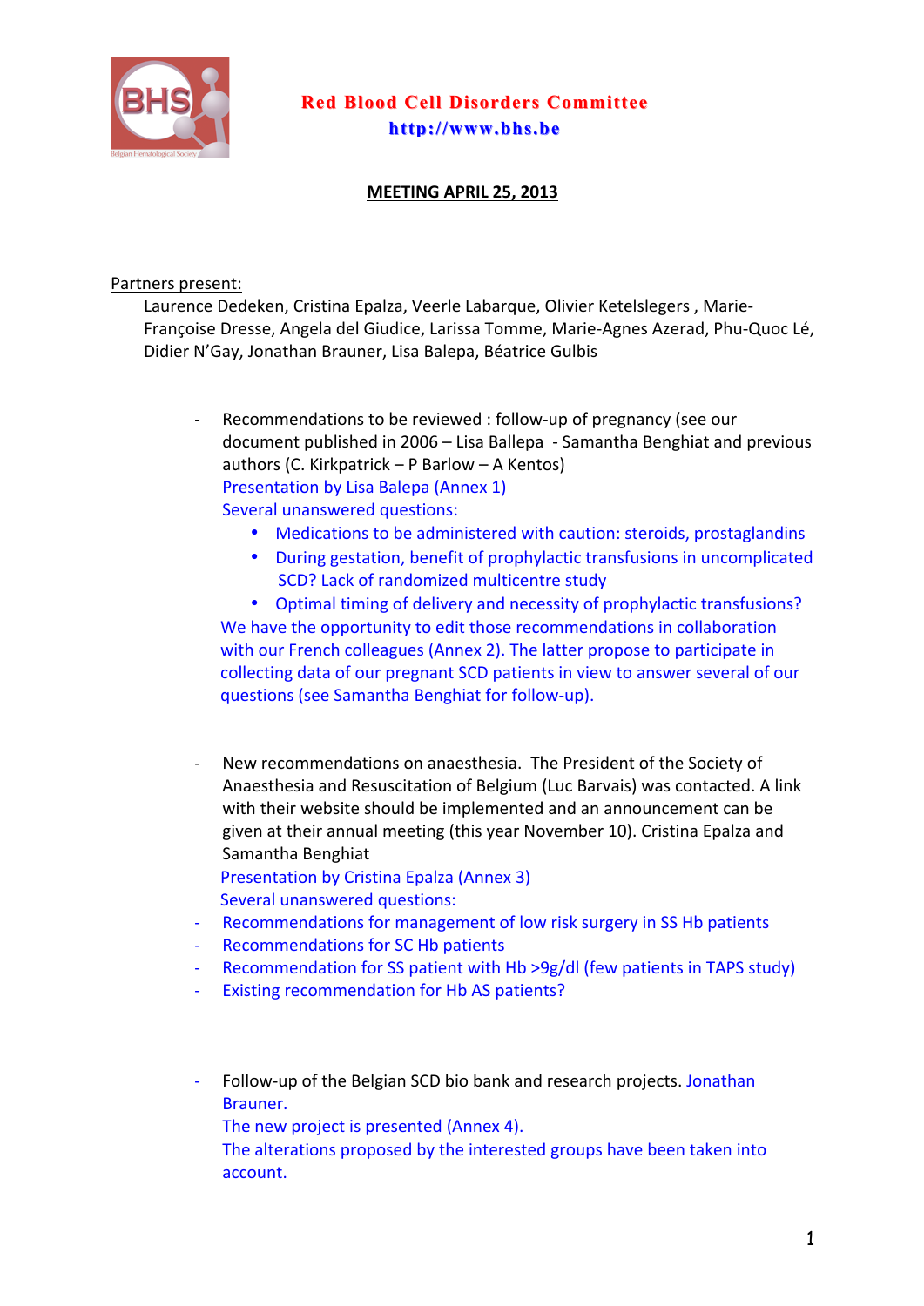**Red Blood Cell Disorders Committee**
**http://www.bhs.be**

## MEETING APRIL 25, 2013

Partners present:

Laurence Dedeken, Cristina Epalza, Veerle Labarque, Olivier Ketelslegers , Marie-Françoise Dresse, Angela del Giudice, Larissa Tomme, Marie-Agnes Azerad, Phu-Quoc Lé, Didier N'Gay, Jonathan Brauner, Lisa Balepa, Béatrice Gulbis

- Recommendations to be reviewed : follow-up of pregnancy (see our document published in 2006 – Lisa Ballepa - Samantha Benghiat and previous authors (C. Kirkpatrick – P Barlow – A Kentos)

  Presentation by Lisa Balepa (Annex 1)

  Several unanswered questions:

  - Medications to be administered with caution: steroids, prostaglandins
  - During gestation, benefit of prophylactic transfusions in uncomplicated SCD? Lack of randomized multicentre study
  - Optimal timing of delivery and necessity of prophylactic transfusions?

  We have the opportunity to edit those recommendations in collaboration with our French colleagues (Annex 2). The latter propose to participate in collecting data of our pregnant SCD patients in view to answer several of our questions (see Samantha Benghiat for follow-up).

- New recommendations on anaesthesia. The President of the Society of Anaesthesia and Resuscitation of Belgium (Luc Barvais) was contacted. A link with their website should be implemented and an announcement can be given at their annual meeting (this year November 10). Cristina Epalza and Samantha Benghiat

  Presentation by Cristina Epalza (Annex 3)

  Several unanswered questions:

- Recommendations for management of low risk surgery in SS Hb patients
- Recommendations for SC Hb patients
- Recommendation for SS patient with Hb >9g/dl (few patients in TAPS study)
- Existing recommendation for Hb AS patients?

- Follow-up of the Belgian SCD bio bank and research projects. Jonathan Brauner.

  The new project is presented (Annex 4).

  The alterations proposed by the interested groups have been taken into account.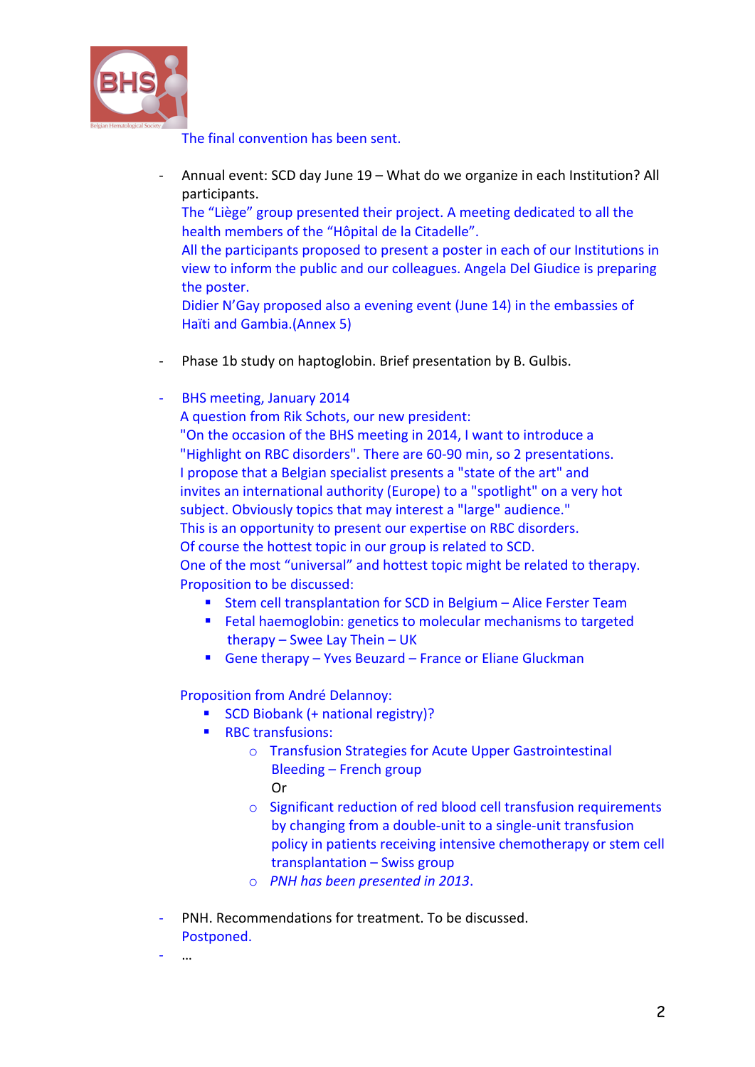The final convention has been sent.

- Annual event: SCD day June 19 – What do we organize in each Institution? All participants.
  The "Liège" group presented their project. A meeting dedicated to all the health members of the "Hôpital de la Citadelle".
  All the participants proposed to present a poster in each of our Institutions in view to inform the public and our colleagues. Angela Del Giudice is preparing the poster.
  Didier N'Gay proposed also a evening event (June 14) in the embassies of Haïti and Gambia.(Annex 5)

- Phase 1b study on haptoglobin. Brief presentation by B. Gulbis.

- BHS meeting, January 2014
  A question from Rik Schots, our new president:
  "On the occasion of the BHS meeting in 2014, I want to introduce a "Highlight on RBC disorders". There are 60-90 min, so 2 presentations.
  I propose that a Belgian specialist presents a "state of the art" and invites an international authority (Europe) to a "spotlight" on a very hot subject. Obviously topics that may interest a "large" audience."
  This is an opportunity to present our expertise on RBC disorders.
  Of course the hottest topic in our group is related to SCD.
  One of the most "universal" and hottest topic might be related to therapy.
  Proposition to be discussed:
  - Stem cell transplantation for SCD in Belgium – Alice Ferster Team
  - Fetal haemoglobin: genetics to molecular mechanisms to targeted therapy – Swee Lay Thein – UK
  - Gene therapy – Yves Beuzard – France or Eliane Gluckman

  Proposition from André Delannoy:
  - SCD Biobank (+ national registry)?
  - RBC transfusions:
    - Transfusion Strategies for Acute Upper Gastrointestinal Bleeding – French group
      Or
    - Significant reduction of red blood cell transfusion requirements by changing from a double-unit to a single-unit transfusion policy in patients receiving intensive chemotherapy or stem cell transplantation – Swiss group
    - *PNH has been presented in 2013.*

- PNH. Recommendations for treatment. To be discussed.
  Postponed.
- …